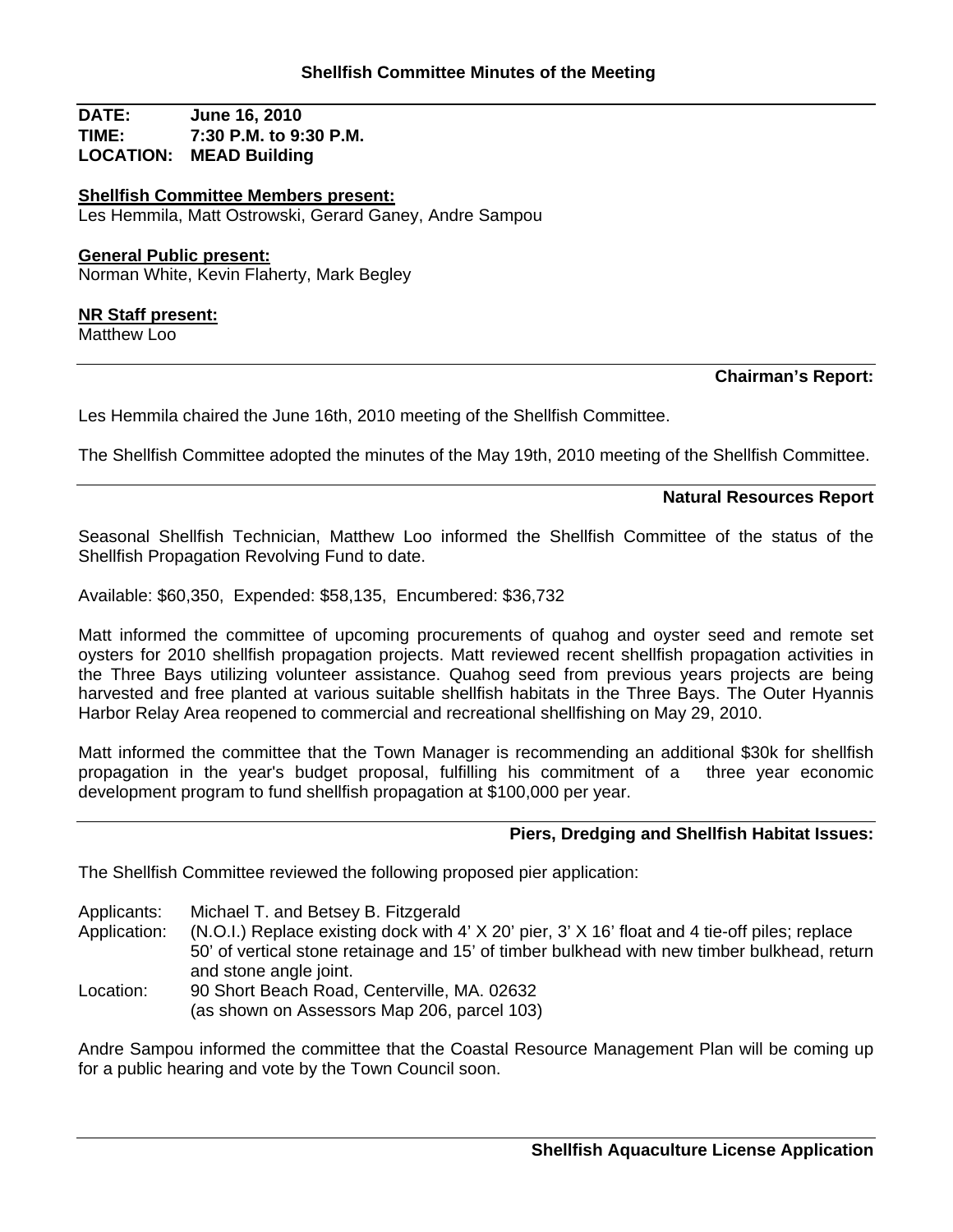# Shellfish Committee Minutes of the Meeting

**DATE:** June 16, 2010
**TIME:** 7:30 P.M. to 9:30 P.M.
**LOCATION:** MEAD Building

**Shellfish Committee Members present:**
Les Hemmila, Matt Ostrowski, Gerard Ganey, Andre Sampou

**General Public present:**
Norman White, Kevin Flaherty, Mark Begley

**NR Staff present:**
Matthew Loo

---

## Chairman's Report:

Les Hemmila chaired the June 16th, 2010 meeting of the Shellfish Committee.

The Shellfish Committee adopted the minutes of the May 19th, 2010 meeting of the Shellfish Committee.

---

## Natural Resources Report

Seasonal Shellfish Technician, Matthew Loo informed the Shellfish Committee of the status of the Shellfish Propagation Revolving Fund to date.

Available: $60,350, Expended: $58,135, Encumbered: $36,732

Matt informed the committee of upcoming procurements of quahog and oyster seed and remote set oysters for 2010 shellfish propagation projects. Matt reviewed recent shellfish propagation activities in the Three Bays utilizing volunteer assistance. Quahog seed from previous years projects are being harvested and free planted at various suitable shellfish habitats in the Three Bays. The Outer Hyannis Harbor Relay Area reopened to commercial and recreational shellfishing on May 29, 2010.

Matt informed the committee that the Town Manager is recommending an additional $30k for shellfish propagation in the year's budget proposal, fulfilling his commitment of a three year economic development program to fund shellfish propagation at $100,000 per year.

---

## Piers, Dredging and Shellfish Habitat Issues:

The Shellfish Committee reviewed the following proposed pier application:

Applicants: Michael T. and Betsey B. Fitzgerald
Application: (N.O.I.) Replace existing dock with 4' X 20' pier, 3' X 16' float and 4 tie-off piles; replace 50' of vertical stone retainage and 15' of timber bulkhead with new timber bulkhead, return and stone angle joint.
Location: 90 Short Beach Road, Centerville, MA. 02632
(as shown on Assessors Map 206, parcel 103)

Andre Sampou informed the committee that the Coastal Resource Management Plan will be coming up for a public hearing and vote by the Town Council soon.

---

## Shellfish Aquaculture License Application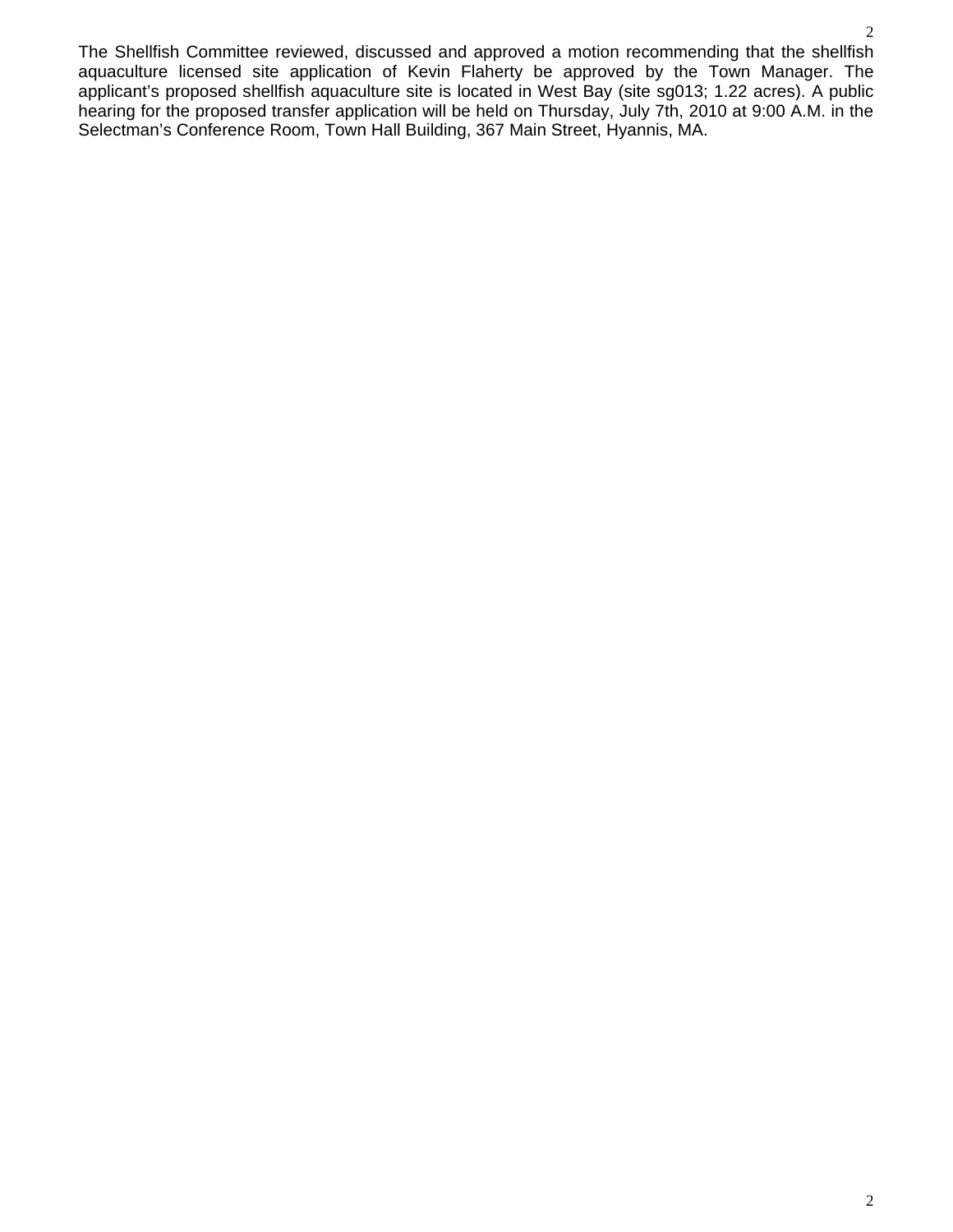The Shellfish Committee reviewed, discussed and approved a motion recommending that the shellfish aquaculture licensed site application of Kevin Flaherty be approved by the Town Manager. The applicant's proposed shellfish aquaculture site is located in West Bay (site sg013; 1.22 acres). A public hearing for the proposed transfer application will be held on Thursday, July 7th, 2010 at 9:00 A.M. in the Selectman's Conference Room, Town Hall Building, 367 Main Street, Hyannis, MA.